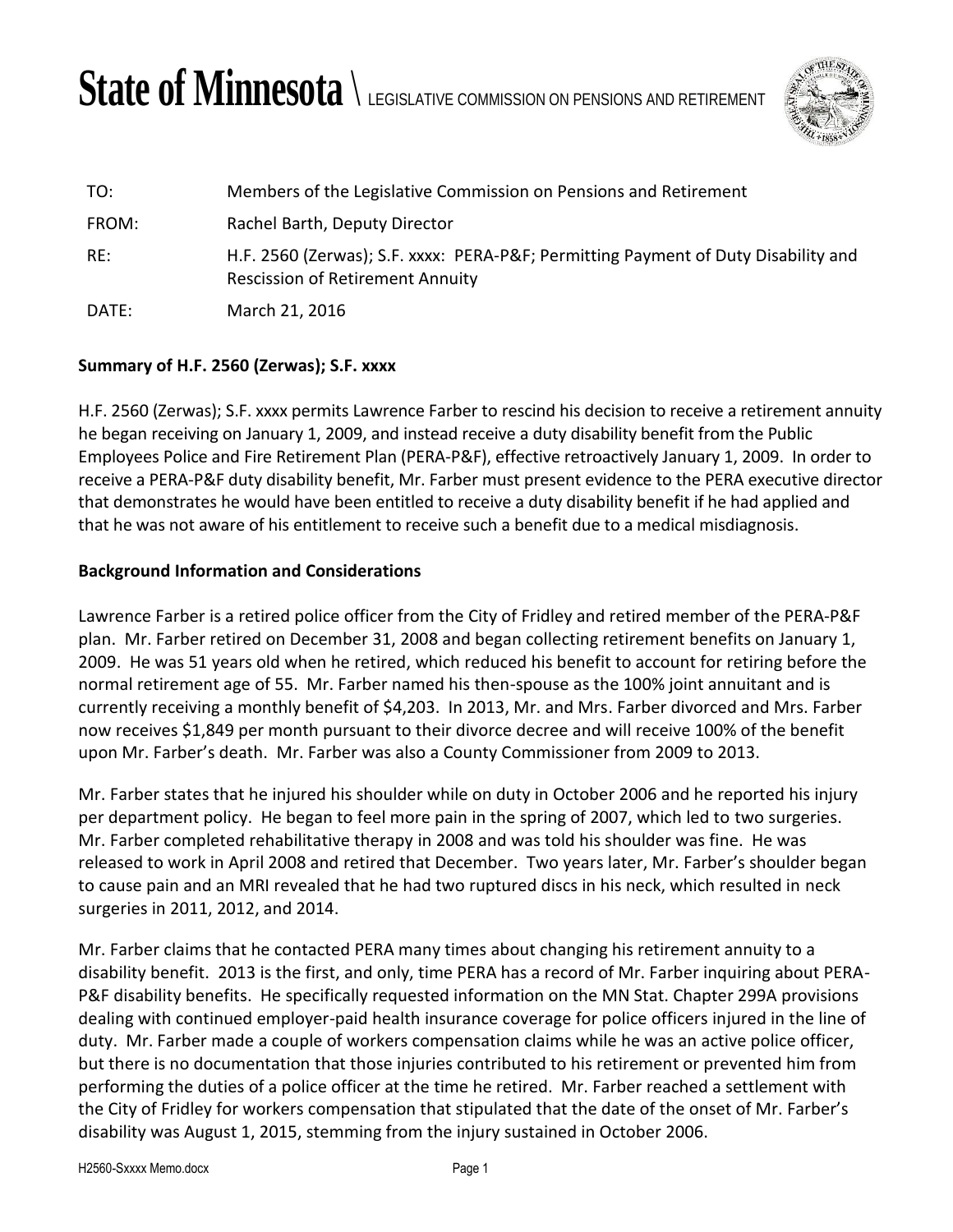# State of Minnesota \ LEGISLATIVE COMMISSION ON PENSIONS AND RETIREMENT

| | |
|---|---|
| TO: | Members of the Legislative Commission on Pensions and Retirement |
| FROM: | Rachel Barth, Deputy Director |
| RE: | H.F. 2560 (Zerwas); S.F. xxxx: PERA-P&F; Permitting Payment of Duty Disability and Rescission of Retirement Annuity |
| DATE: | March 21, 2016 |

**Summary of H.F. 2560 (Zerwas); S.F. xxxx**

H.F. 2560 (Zerwas); S.F. xxxx permits Lawrence Farber to rescind his decision to receive a retirement annuity he began receiving on January 1, 2009, and instead receive a duty disability benefit from the Public Employees Police and Fire Retirement Plan (PERA-P&F), effective retroactively January 1, 2009. In order to receive a PERA-P&F duty disability benefit, Mr. Farber must present evidence to the PERA executive director that demonstrates he would have been entitled to receive a duty disability benefit if he had applied and that he was not aware of his entitlement to receive such a benefit due to a medical misdiagnosis.

**Background Information and Considerations**

Lawrence Farber is a retired police officer from the City of Fridley and retired member of the PERA-P&F plan. Mr. Farber retired on December 31, 2008 and began collecting retirement benefits on January 1, 2009. He was 51 years old when he retired, which reduced his benefit to account for retiring before the normal retirement age of 55. Mr. Farber named his then-spouse as the 100% joint annuitant and is currently receiving a monthly benefit of $4,203. In 2013, Mr. and Mrs. Farber divorced and Mrs. Farber now receives $1,849 per month pursuant to their divorce decree and will receive 100% of the benefit upon Mr. Farber's death. Mr. Farber was also a County Commissioner from 2009 to 2013.

Mr. Farber states that he injured his shoulder while on duty in October 2006 and he reported his injury per department policy. He began to feel more pain in the spring of 2007, which led to two surgeries. Mr. Farber completed rehabilitative therapy in 2008 and was told his shoulder was fine. He was released to work in April 2008 and retired that December. Two years later, Mr. Farber's shoulder began to cause pain and an MRI revealed that he had two ruptured discs in his neck, which resulted in neck surgeries in 2011, 2012, and 2014.

Mr. Farber claims that he contacted PERA many times about changing his retirement annuity to a disability benefit. 2013 is the first, and only, time PERA has a record of Mr. Farber inquiring about PERA-P&F disability benefits. He specifically requested information on the MN Stat. Chapter 299A provisions dealing with continued employer-paid health insurance coverage for police officers injured in the line of duty. Mr. Farber made a couple of workers compensation claims while he was an active police officer, but there is no documentation that those injuries contributed to his retirement or prevented him from performing the duties of a police officer at the time he retired. Mr. Farber reached a settlement with the City of Fridley for workers compensation that stipulated that the date of the onset of Mr. Farber's disability was August 1, 2015, stemming from the injury sustained in October 2006.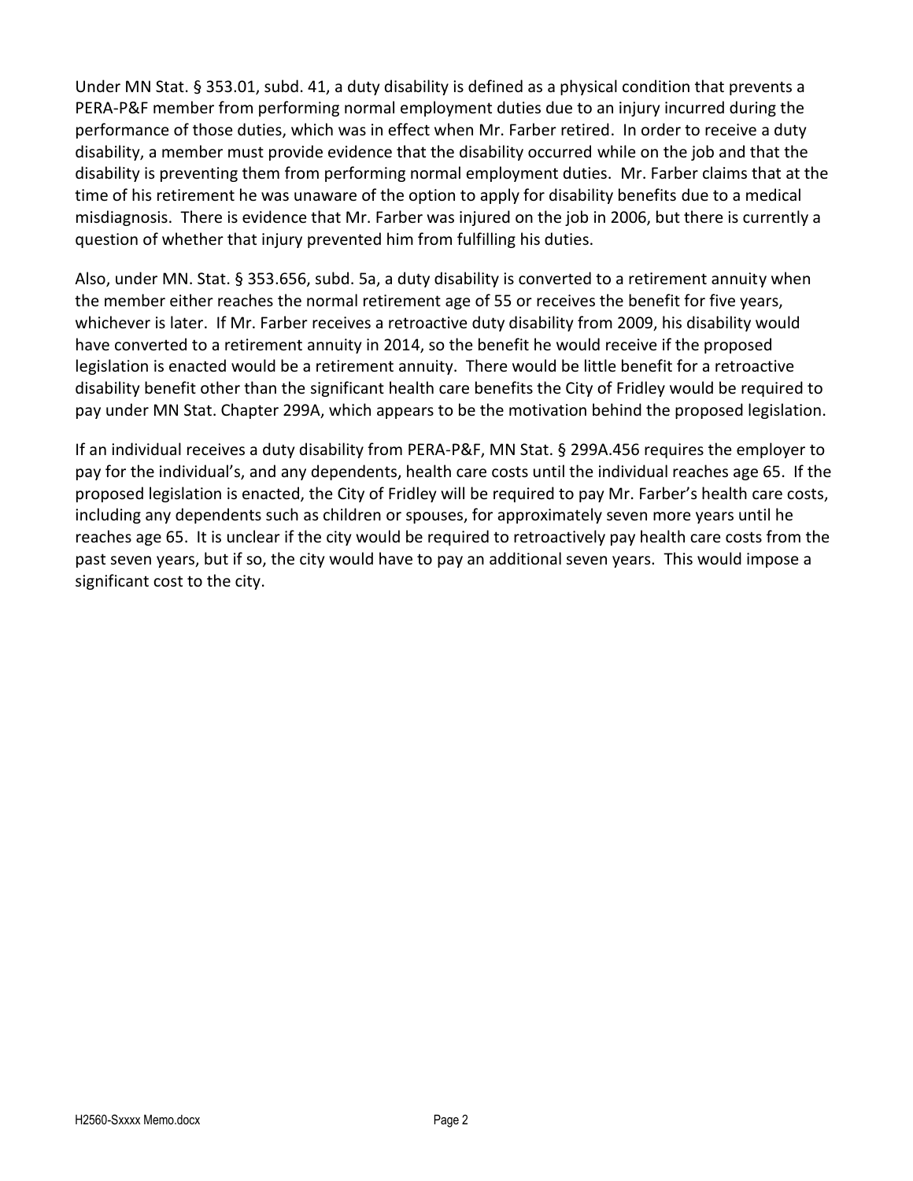Under MN Stat. § 353.01, subd. 41, a duty disability is defined as a physical condition that prevents a PERA-P&F member from performing normal employment duties due to an injury incurred during the performance of those duties, which was in effect when Mr. Farber retired. In order to receive a duty disability, a member must provide evidence that the disability occurred while on the job and that the disability is preventing them from performing normal employment duties. Mr. Farber claims that at the time of his retirement he was unaware of the option to apply for disability benefits due to a medical misdiagnosis. There is evidence that Mr. Farber was injured on the job in 2006, but there is currently a question of whether that injury prevented him from fulfilling his duties.

Also, under MN. Stat. § 353.656, subd. 5a, a duty disability is converted to a retirement annuity when the member either reaches the normal retirement age of 55 or receives the benefit for five years, whichever is later. If Mr. Farber receives a retroactive duty disability from 2009, his disability would have converted to a retirement annuity in 2014, so the benefit he would receive if the proposed legislation is enacted would be a retirement annuity. There would be little benefit for a retroactive disability benefit other than the significant health care benefits the City of Fridley would be required to pay under MN Stat. Chapter 299A, which appears to be the motivation behind the proposed legislation.

If an individual receives a duty disability from PERA-P&F, MN Stat. § 299A.456 requires the employer to pay for the individual's, and any dependents, health care costs until the individual reaches age 65. If the proposed legislation is enacted, the City of Fridley will be required to pay Mr. Farber's health care costs, including any dependents such as children or spouses, for approximately seven more years until he reaches age 65. It is unclear if the city would be required to retroactively pay health care costs from the past seven years, but if so, the city would have to pay an additional seven years. This would impose a significant cost to the city.